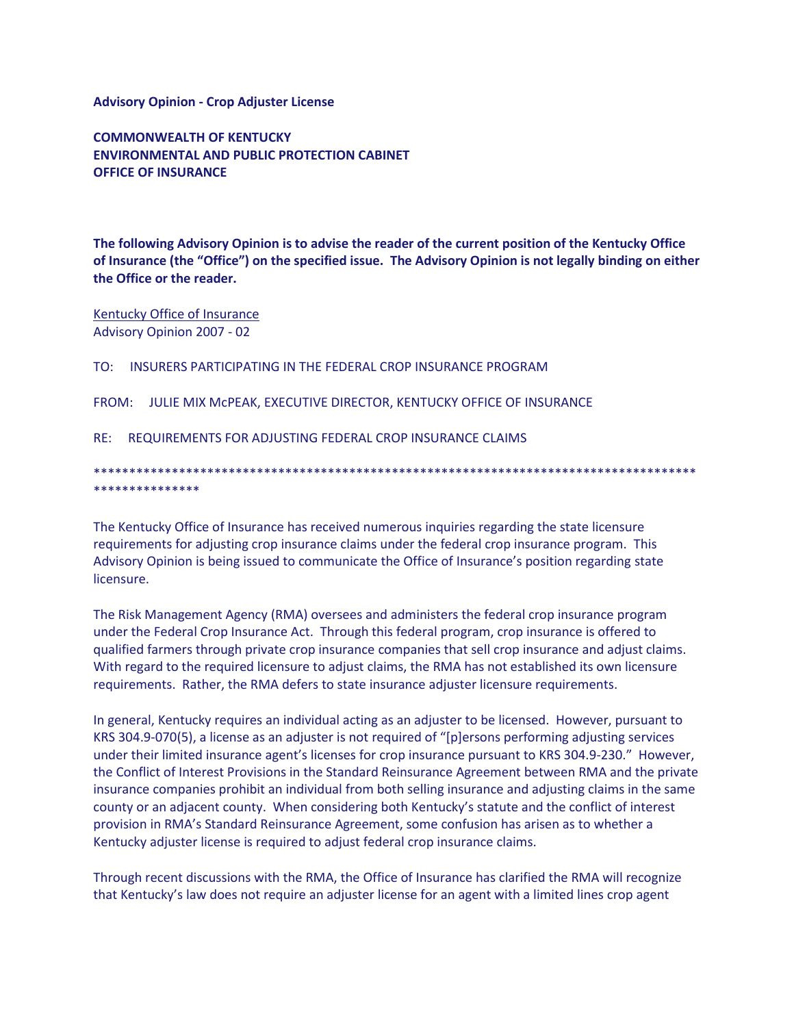**Advisory Opinion - Crop Adjuster License**

**COMMONWEALTH OF KENTUCKY**
**ENVIRONMENTAL AND PUBLIC PROTECTION CABINET**
**OFFICE OF INSURANCE**

**The following Advisory Opinion is to advise the reader of the current position of the Kentucky Office of Insurance (the "Office") on the specified issue. The Advisory Opinion is not legally binding on either the Office or the reader.**

Kentucky Office of Insurance
Advisory Opinion 2007 - 02

TO: INSURERS PARTICIPATING IN THE FEDERAL CROP INSURANCE PROGRAM

FROM: JULIE MIX McPEAK, EXECUTIVE DIRECTOR, KENTUCKY OFFICE OF INSURANCE

RE: REQUIREMENTS FOR ADJUSTING FEDERAL CROP INSURANCE CLAIMS

*************************************************************************************************************

The Kentucky Office of Insurance has received numerous inquiries regarding the state licensure requirements for adjusting crop insurance claims under the federal crop insurance program. This Advisory Opinion is being issued to communicate the Office of Insurance's position regarding state licensure.

The Risk Management Agency (RMA) oversees and administers the federal crop insurance program under the Federal Crop Insurance Act. Through this federal program, crop insurance is offered to qualified farmers through private crop insurance companies that sell crop insurance and adjust claims. With regard to the required licensure to adjust claims, the RMA has not established its own licensure requirements. Rather, the RMA defers to state insurance adjuster licensure requirements.

In general, Kentucky requires an individual acting as an adjuster to be licensed. However, pursuant to KRS 304.9-070(5), a license as an adjuster is not required of "[p]ersons performing adjusting services under their limited insurance agent's licenses for crop insurance pursuant to KRS 304.9-230." However, the Conflict of Interest Provisions in the Standard Reinsurance Agreement between RMA and the private insurance companies prohibit an individual from both selling insurance and adjusting claims in the same county or an adjacent county. When considering both Kentucky's statute and the conflict of interest provision in RMA's Standard Reinsurance Agreement, some confusion has arisen as to whether a Kentucky adjuster license is required to adjust federal crop insurance claims.

Through recent discussions with the RMA, the Office of Insurance has clarified the RMA will recognize that Kentucky's law does not require an adjuster license for an agent with a limited lines crop agent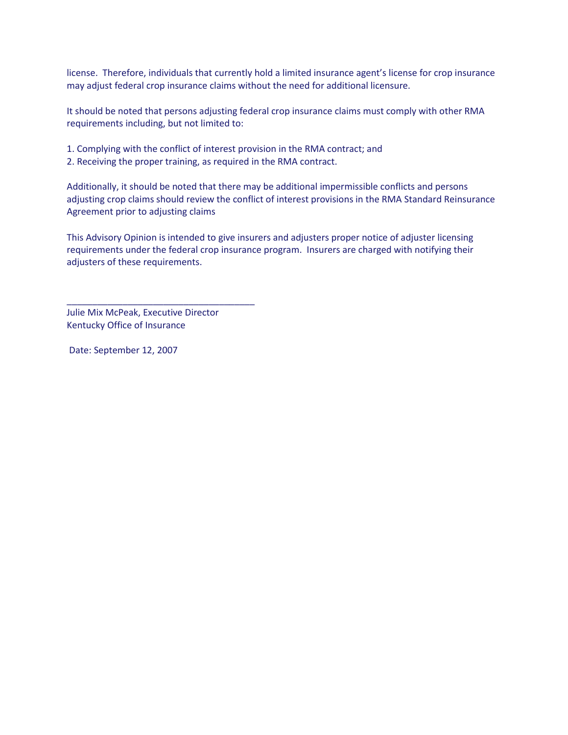license. Therefore, individuals that currently hold a limited insurance agent's license for crop insurance may adjust federal crop insurance claims without the need for additional licensure.

It should be noted that persons adjusting federal crop insurance claims must comply with other RMA requirements including, but not limited to:

1. Complying with the conflict of interest provision in the RMA contract; and
2. Receiving the proper training, as required in the RMA contract.

Additionally, it should be noted that there may be additional impermissible conflicts and persons adjusting crop claims should review the conflict of interest provisions in the RMA Standard Reinsurance Agreement prior to adjusting claims

This Advisory Opinion is intended to give insurers and adjusters proper notice of adjuster licensing requirements under the federal crop insurance program. Insurers are charged with notifying their adjusters of these requirements.

\_\_\_\_\_\_\_\_\_\_\_\_\_\_\_\_\_\_\_\_\_\_\_\_\_\_\_\_\_\_\_\_\_\_\_\_\_

Julie Mix McPeak, Executive Director
Kentucky Office of Insurance

Date: September 12, 2007